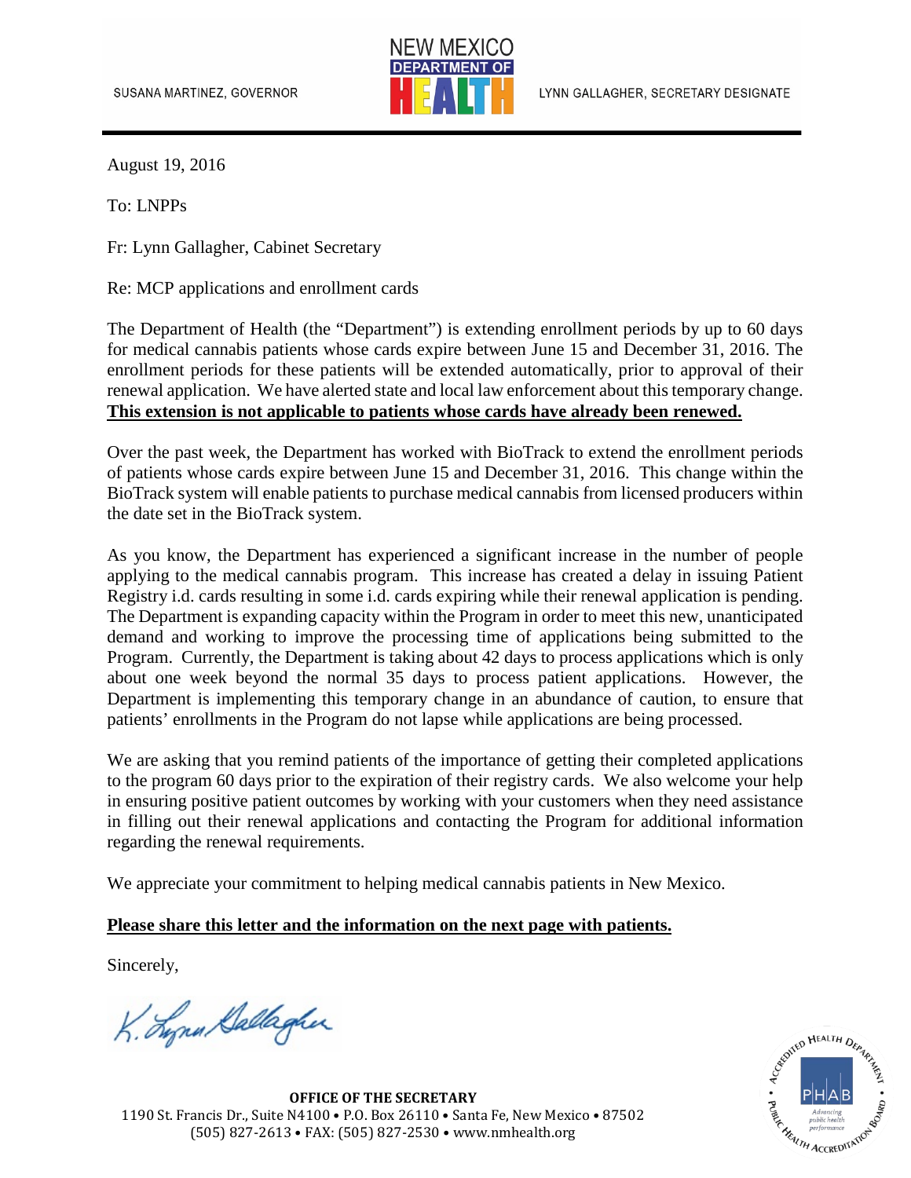SUSANA MARTINEZ, GOVERNOR

NEW MEXICO DEPARTMENT OF HEALTH

LYNN GALLAGHER, SECRETARY DESIGNATE

August 19, 2016

To: LNPPs

Fr: Lynn Gallagher, Cabinet Secretary

Re: MCP applications and enrollment cards

The Department of Health (the "Department") is extending enrollment periods by up to 60 days for medical cannabis patients whose cards expire between June 15 and December 31, 2016. The enrollment periods for these patients will be extended automatically, prior to approval of their renewal application. We have alerted state and local law enforcement about this temporary change. **This extension is not applicable to patients whose cards have already been renewed.**

Over the past week, the Department has worked with BioTrack to extend the enrollment periods of patients whose cards expire between June 15 and December 31, 2016. This change within the BioTrack system will enable patients to purchase medical cannabis from licensed producers within the date set in the BioTrack system.

As you know, the Department has experienced a significant increase in the number of people applying to the medical cannabis program. This increase has created a delay in issuing Patient Registry i.d. cards resulting in some i.d. cards expiring while their renewal application is pending. The Department is expanding capacity within the Program in order to meet this new, unanticipated demand and working to improve the processing time of applications being submitted to the Program. Currently, the Department is taking about 42 days to process applications which is only about one week beyond the normal 35 days to process patient applications. However, the Department is implementing this temporary change in an abundance of caution, to ensure that patients' enrollments in the Program do not lapse while applications are being processed.

We are asking that you remind patients of the importance of getting their completed applications to the program 60 days prior to the expiration of their registry cards. We also welcome your help in ensuring positive patient outcomes by working with your customers when they need assistance in filling out their renewal applications and contacting the Program for additional information regarding the renewal requirements.

We appreciate your commitment to helping medical cannabis patients in New Mexico.

**Please share this letter and the information on the next page with patients.**

Sincerely,

K. Lynn Gallagher

**OFFICE OF THE SECRETARY**
1190 St. Francis Dr., Suite N4100 • P.O. Box 26110 • Santa Fe, New Mexico • 87502
(505) 827-2613 • FAX: (505) 827-2530 • www.nmhealth.org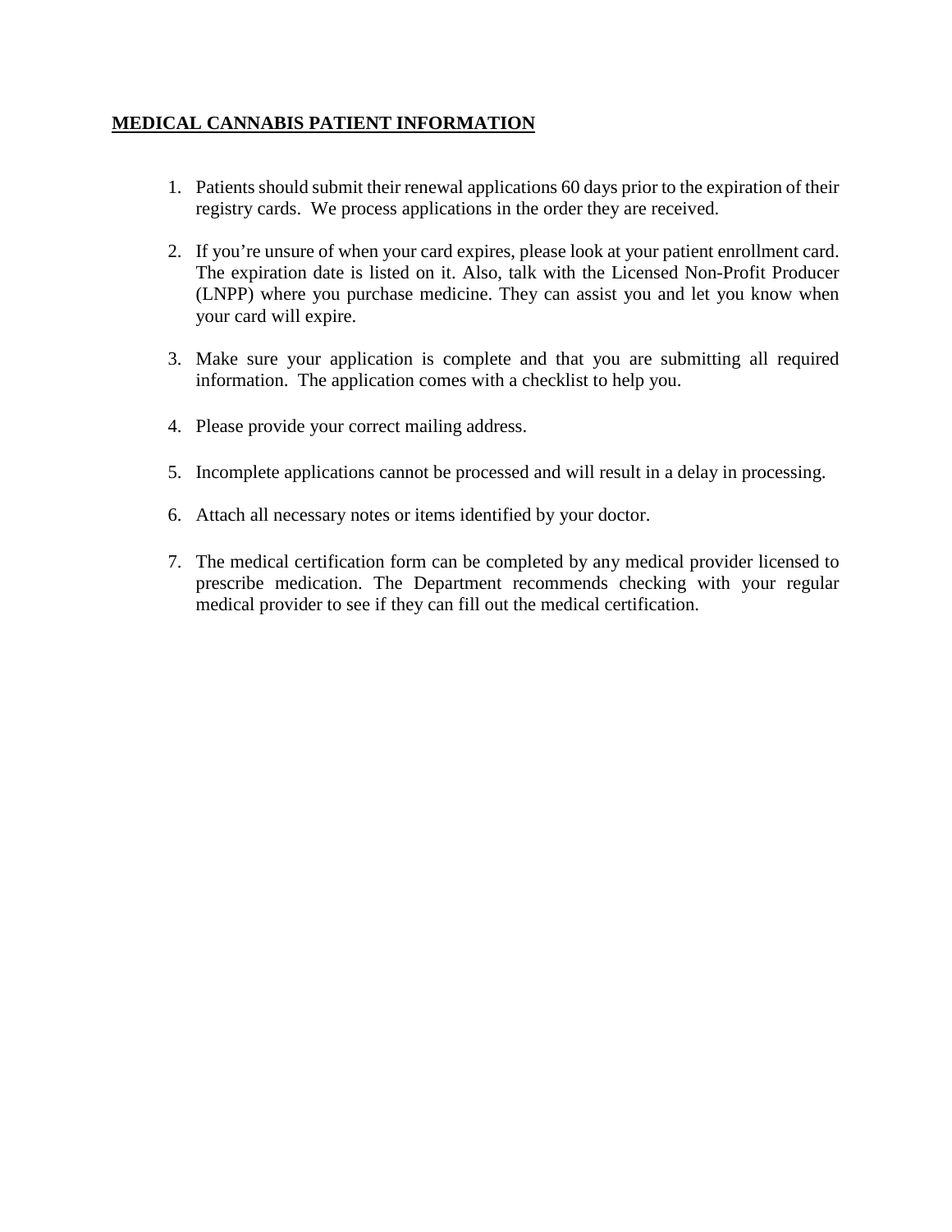**MEDICAL CANNABIS PATIENT INFORMATION**

1. Patients should submit their renewal applications 60 days prior to the expiration of their registry cards. We process applications in the order they are received.

2. If you're unsure of when your card expires, please look at your patient enrollment card. The expiration date is listed on it. Also, talk with the Licensed Non-Profit Producer (LNPP) where you purchase medicine. They can assist you and let you know when your card will expire.

3. Make sure your application is complete and that you are submitting all required information. The application comes with a checklist to help you.

4. Please provide your correct mailing address.

5. Incomplete applications cannot be processed and will result in a delay in processing.

6. Attach all necessary notes or items identified by your doctor.

7. The medical certification form can be completed by any medical provider licensed to prescribe medication. The Department recommends checking with your regular medical provider to see if they can fill out the medical certification.